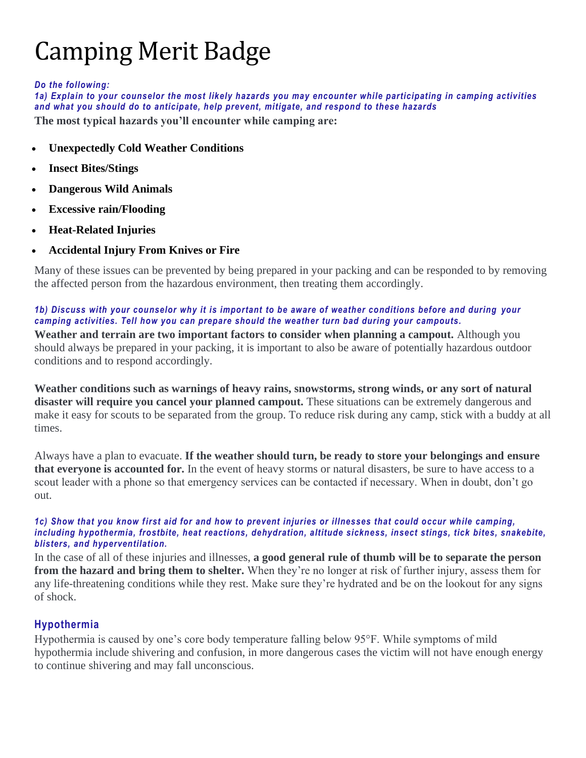# Camping Merit Badge

***Do the following:***
***1a) Explain to your counselor the most likely hazards you may encounter while participating in camping activities and what you should do to anticipate, help prevent, mitigate, and respond to these hazards***

**The most typical hazards you'll encounter while camping are:**

- **Unexpectedly Cold Weather Conditions**
- **Insect Bites/Stings**
- **Dangerous Wild Animals**
- **Excessive rain/Flooding**
- **Heat-Related Injuries**
- **Accidental Injury From Knives or Fire**

Many of these issues can be prevented by being prepared in your packing and can be responded to by removing the affected person from the hazardous environment, then treating them accordingly.

***1b) Discuss with your counselor why it is important to be aware of weather conditions before and during your camping activities. Tell how you can prepare should the weather turn bad during your campouts.***

**Weather and terrain are two important factors to consider when planning a campout.** Although you should always be prepared in your packing, it is important to also be aware of potentially hazardous outdoor conditions and to respond accordingly.

**Weather conditions such as warnings of heavy rains, snowstorms, strong winds, or any sort of natural disaster will require you cancel your planned campout.** These situations can be extremely dangerous and make it easy for scouts to be separated from the group. To reduce risk during any camp, stick with a buddy at all times.

Always have a plan to evacuate. **If the weather should turn, be ready to store your belongings and ensure that everyone is accounted for.** In the event of heavy storms or natural disasters, be sure to have access to a scout leader with a phone so that emergency services can be contacted if necessary. When in doubt, don't go out.

***1c) Show that you know first aid for and how to prevent injuries or illnesses that could occur while camping, including hypothermia, frostbite, heat reactions, dehydration, altitude sickness, insect stings, tick bites, snakebite, blisters, and hyperventilation.***

In the case of all of these injuries and illnesses, **a good general rule of thumb will be to separate the person from the hazard and bring them to shelter.** When they're no longer at risk of further injury, assess them for any life-threatening conditions while they rest. Make sure they're hydrated and be on the lookout for any signs of shock.

### Hypothermia

Hypothermia is caused by one's core body temperature falling below 95°F. While symptoms of mild hypothermia include shivering and confusion, in more dangerous cases the victim will not have enough energy to continue shivering and may fall unconscious.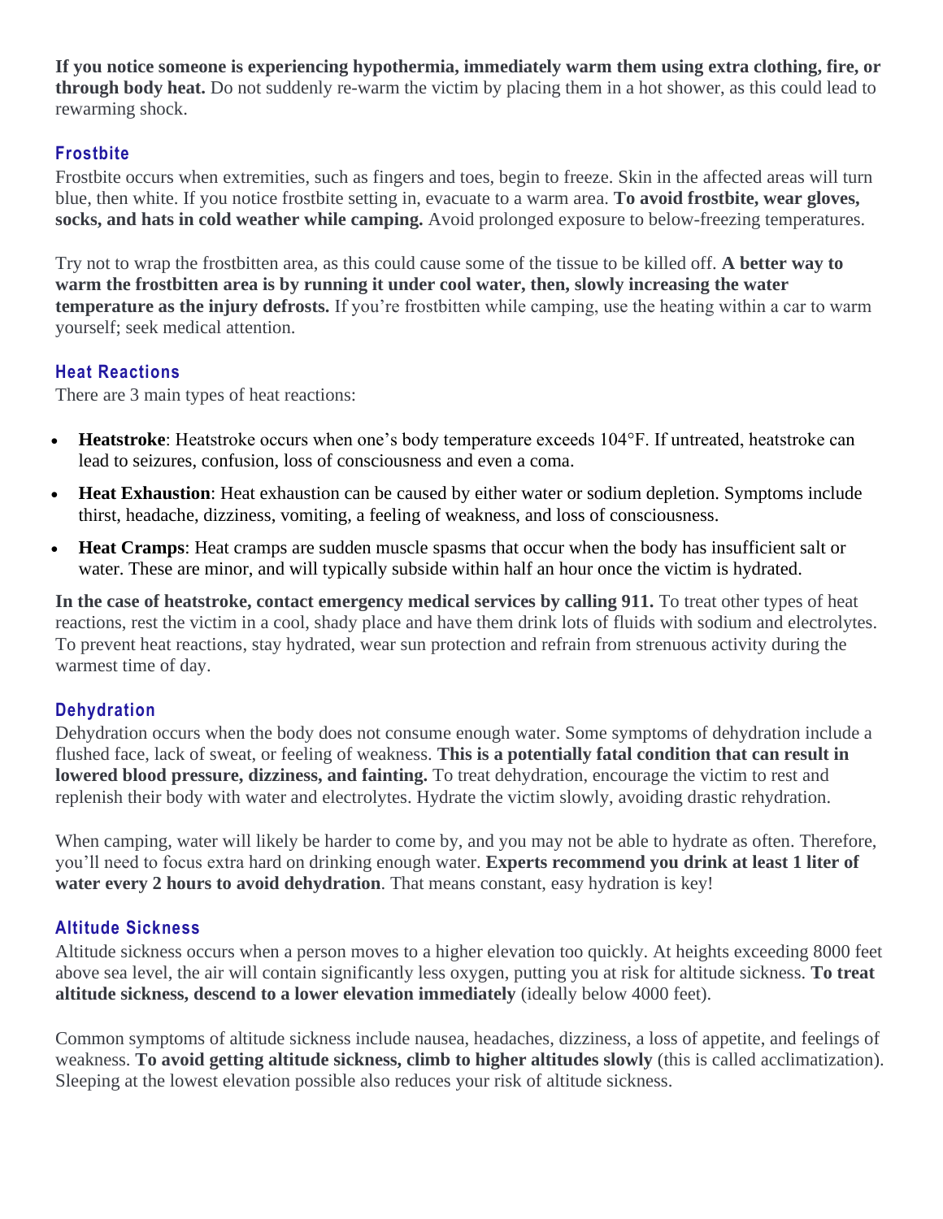**If you notice someone is experiencing hypothermia, immediately warm them using extra clothing, fire, or through body heat.** Do not suddenly re-warm the victim by placing them in a hot shower, as this could lead to rewarming shock.

### Frostbite

Frostbite occurs when extremities, such as fingers and toes, begin to freeze. Skin in the affected areas will turn blue, then white. If you notice frostbite setting in, evacuate to a warm area. **To avoid frostbite, wear gloves, socks, and hats in cold weather while camping.** Avoid prolonged exposure to below-freezing temperatures.

Try not to wrap the frostbitten area, as this could cause some of the tissue to be killed off. **A better way to warm the frostbitten area is by running it under cool water, then, slowly increasing the water temperature as the injury defrosts.** If you're frostbitten while camping, use the heating within a car to warm yourself; seek medical attention.

### Heat Reactions

There are 3 main types of heat reactions:

- **Heatstroke**: Heatstroke occurs when one's body temperature exceeds 104°F. If untreated, heatstroke can lead to seizures, confusion, loss of consciousness and even a coma.
- **Heat Exhaustion**: Heat exhaustion can be caused by either water or sodium depletion. Symptoms include thirst, headache, dizziness, vomiting, a feeling of weakness, and loss of consciousness.
- **Heat Cramps**: Heat cramps are sudden muscle spasms that occur when the body has insufficient salt or water. These are minor, and will typically subside within half an hour once the victim is hydrated.

**In the case of heatstroke, contact emergency medical services by calling 911.** To treat other types of heat reactions, rest the victim in a cool, shady place and have them drink lots of fluids with sodium and electrolytes. To prevent heat reactions, stay hydrated, wear sun protection and refrain from strenuous activity during the warmest time of day.

### Dehydration

Dehydration occurs when the body does not consume enough water. Some symptoms of dehydration include a flushed face, lack of sweat, or feeling of weakness. **This is a potentially fatal condition that can result in lowered blood pressure, dizziness, and fainting.** To treat dehydration, encourage the victim to rest and replenish their body with water and electrolytes. Hydrate the victim slowly, avoiding drastic rehydration.

When camping, water will likely be harder to come by, and you may not be able to hydrate as often. Therefore, you'll need to focus extra hard on drinking enough water. **Experts recommend you drink at least 1 liter of water every 2 hours to avoid dehydration**. That means constant, easy hydration is key!

### Altitude Sickness

Altitude sickness occurs when a person moves to a higher elevation too quickly. At heights exceeding 8000 feet above sea level, the air will contain significantly less oxygen, putting you at risk for altitude sickness. **To treat altitude sickness, descend to a lower elevation immediately** (ideally below 4000 feet).

Common symptoms of altitude sickness include nausea, headaches, dizziness, a loss of appetite, and feelings of weakness. **To avoid getting altitude sickness, climb to higher altitudes slowly** (this is called acclimatization). Sleeping at the lowest elevation possible also reduces your risk of altitude sickness.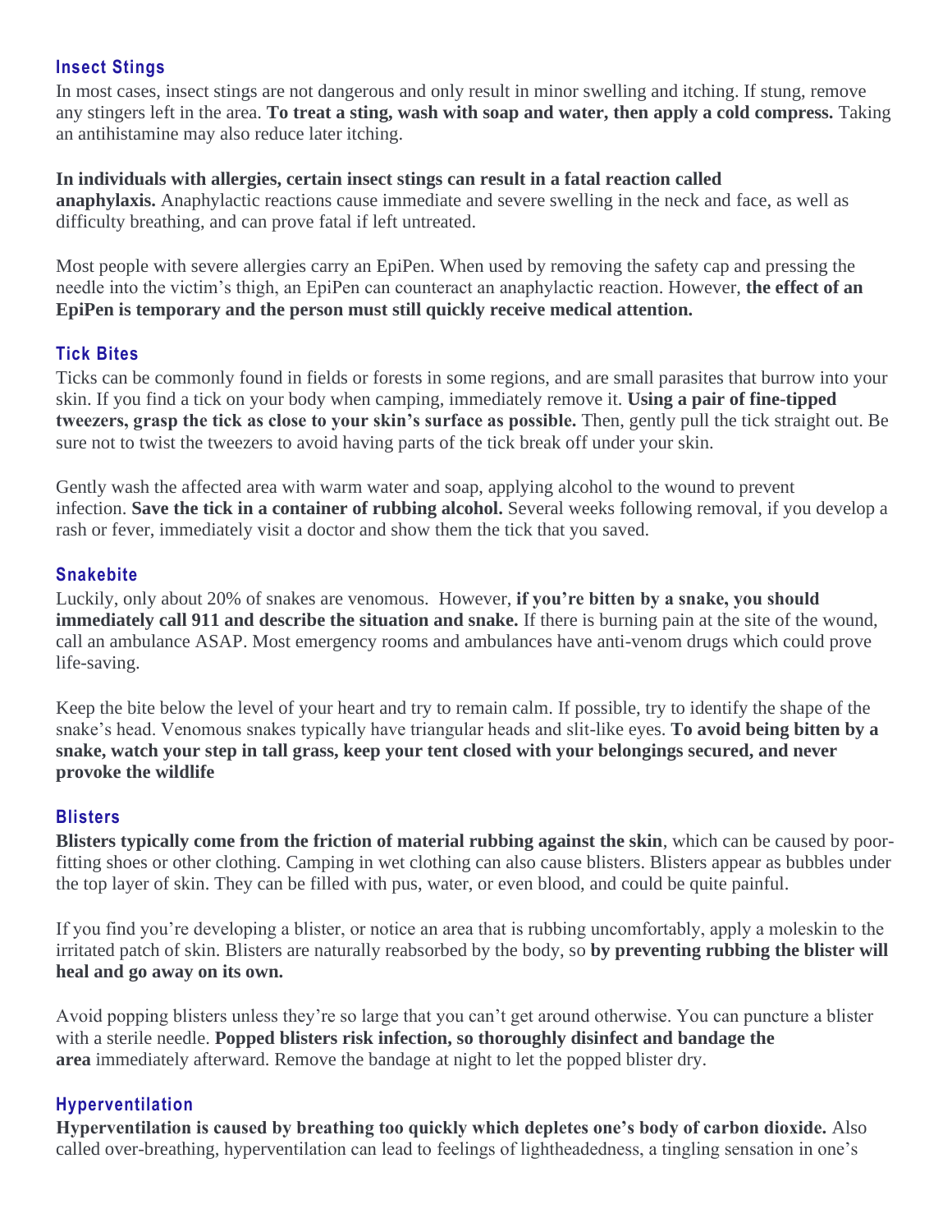### Insect Stings

In most cases, insect stings are not dangerous and only result in minor swelling and itching. If stung, remove any stingers left in the area. **To treat a sting, wash with soap and water, then apply a cold compress.** Taking an antihistamine may also reduce later itching.

**In individuals with allergies, certain insect stings can result in a fatal reaction called anaphylaxis.** Anaphylactic reactions cause immediate and severe swelling in the neck and face, as well as difficulty breathing, and can prove fatal if left untreated.

Most people with severe allergies carry an EpiPen. When used by removing the safety cap and pressing the needle into the victim's thigh, an EpiPen can counteract an anaphylactic reaction. However, **the effect of an EpiPen is temporary and the person must still quickly receive medical attention.**

### Tick Bites

Ticks can be commonly found in fields or forests in some regions, and are small parasites that burrow into your skin. If you find a tick on your body when camping, immediately remove it. **Using a pair of fine-tipped tweezers, grasp the tick as close to your skin's surface as possible.** Then, gently pull the tick straight out. Be sure not to twist the tweezers to avoid having parts of the tick break off under your skin.

Gently wash the affected area with warm water and soap, applying alcohol to the wound to prevent infection. **Save the tick in a container of rubbing alcohol.** Several weeks following removal, if you develop a rash or fever, immediately visit a doctor and show them the tick that you saved.

### Snakebite

Luckily, only about 20% of snakes are venomous. However, **if you're bitten by a snake, you should immediately call 911 and describe the situation and snake.** If there is burning pain at the site of the wound, call an ambulance ASAP. Most emergency rooms and ambulances have anti-venom drugs which could prove life-saving.

Keep the bite below the level of your heart and try to remain calm. If possible, try to identify the shape of the snake's head. Venomous snakes typically have triangular heads and slit-like eyes. **To avoid being bitten by a snake, watch your step in tall grass, keep your tent closed with your belongings secured, and never provoke the wildlife**

### Blisters

**Blisters typically come from the friction of material rubbing against the skin**, which can be caused by poor-fitting shoes or other clothing. Camping in wet clothing can also cause blisters. Blisters appear as bubbles under the top layer of skin. They can be filled with pus, water, or even blood, and could be quite painful.

If you find you're developing a blister, or notice an area that is rubbing uncomfortably, apply a moleskin to the irritated patch of skin. Blisters are naturally reabsorbed by the body, so **by preventing rubbing the blister will heal and go away on its own.**

Avoid popping blisters unless they're so large that you can't get around otherwise. You can puncture a blister with a sterile needle. **Popped blisters risk infection, so thoroughly disinfect and bandage the area** immediately afterward. Remove the bandage at night to let the popped blister dry.

### Hyperventilation

**Hyperventilation is caused by breathing too quickly which depletes one's body of carbon dioxide.** Also called over-breathing, hyperventilation can lead to feelings of lightheadedness, a tingling sensation in one's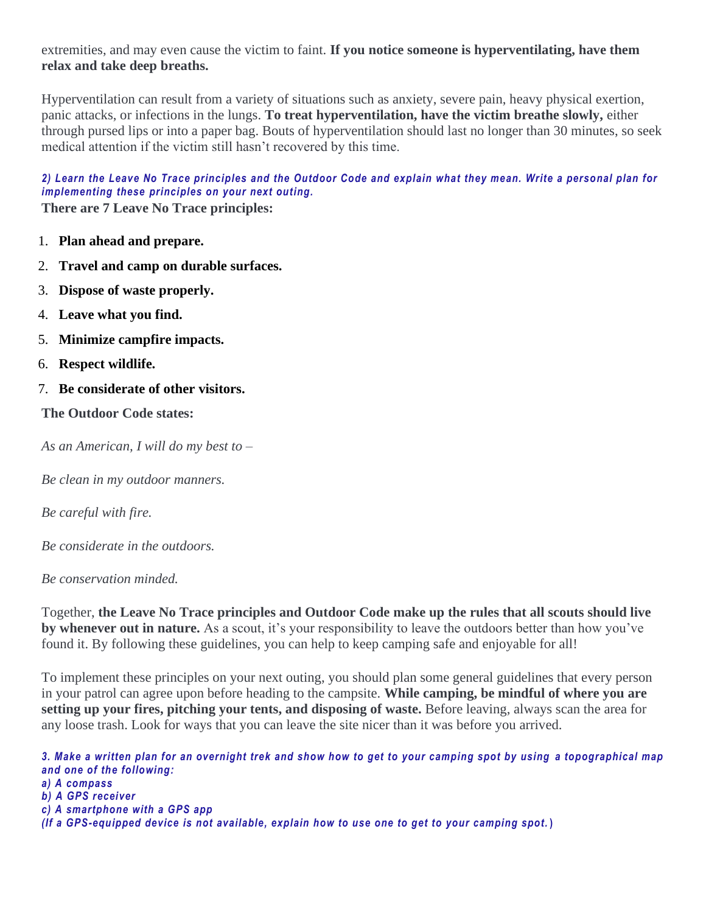extremities, and may even cause the victim to faint. **If you notice someone is hyperventilating, have them relax and take deep breaths.**

Hyperventilation can result from a variety of situations such as anxiety, severe pain, heavy physical exertion, panic attacks, or infections in the lungs. **To treat hyperventilation, have the victim breathe slowly,** either through pursed lips or into a paper bag. Bouts of hyperventilation should last no longer than 30 minutes, so seek medical attention if the victim still hasn't recovered by this time.

***2) Learn the Leave No Trace principles and the Outdoor Code and explain what they mean. Write a personal plan for implementing these principles on your next outing.***

**There are 7 Leave No Trace principles:**

1. **Plan ahead and prepare.**
2. **Travel and camp on durable surfaces.**
3. **Dispose of waste properly.**
4. **Leave what you find.**
5. **Minimize campfire impacts.**
6. **Respect wildlife.**
7. **Be considerate of other visitors.**

**The Outdoor Code states:**

*As an American, I will do my best to –*

*Be clean in my outdoor manners.*

*Be careful with fire.*

*Be considerate in the outdoors.*

*Be conservation minded.*

Together, **the Leave No Trace principles and Outdoor Code make up the rules that all scouts should live by whenever out in nature.** As a scout, it's your responsibility to leave the outdoors better than how you've found it. By following these guidelines, you can help to keep camping safe and enjoyable for all!

To implement these principles on your next outing, you should plan some general guidelines that every person in your patrol can agree upon before heading to the campsite. **While camping, be mindful of where you are setting up your fires, pitching your tents, and disposing of waste.** Before leaving, always scan the area for any loose trash. Look for ways that you can leave the site nicer than it was before you arrived.

***3. Make a written plan for an overnight trek and show how to get to your camping spot by using a topographical map and one of the following:***
***a) A compass***
***b) A GPS receiver***
***c) A smartphone with a GPS app***
***(If a GPS-equipped device is not available, explain how to use one to get to your camping spot.)***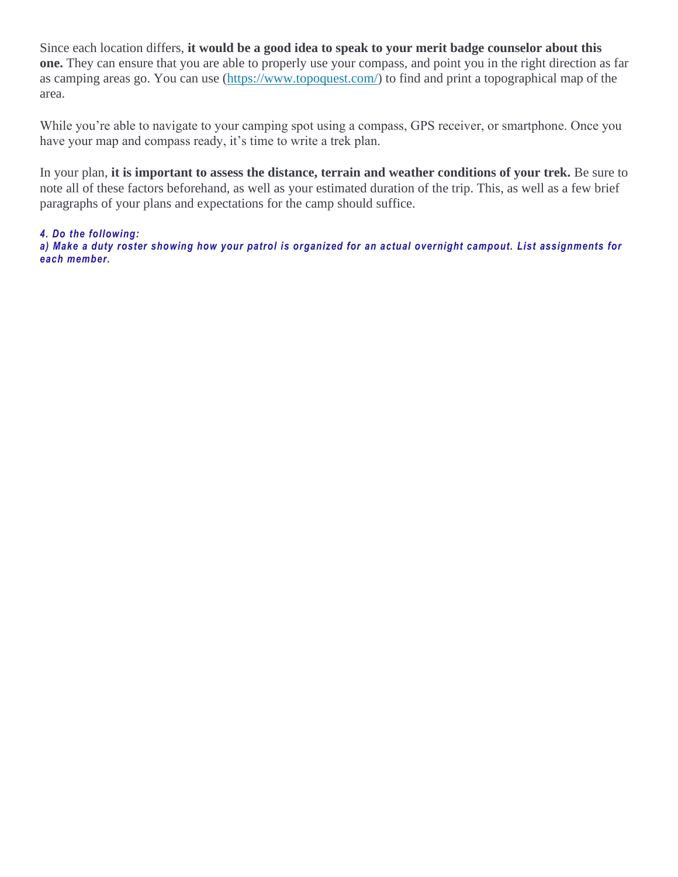Since each location differs, **it would be a good idea to speak to your merit badge counselor about this one.** They can ensure that you are able to properly use your compass, and point you in the right direction as far as camping areas go. You can use ([https://www.topoquest.com/](https://www.topoquest.com/)) to find and print a topographical map of the area.

While you're able to navigate to your camping spot using a compass, GPS receiver, or smartphone. Once you have your map and compass ready, it's time to write a trek plan.

In your plan, **it is important to assess the distance, terrain and weather conditions of your trek.** Be sure to note all of these factors beforehand, as well as your estimated duration of the trip. This, as well as a few brief paragraphs of your plans and expectations for the camp should suffice.

***4. Do the following:***
***a) Make a duty roster showing how your patrol is organized for an actual overnight campout. List assignments for each member.***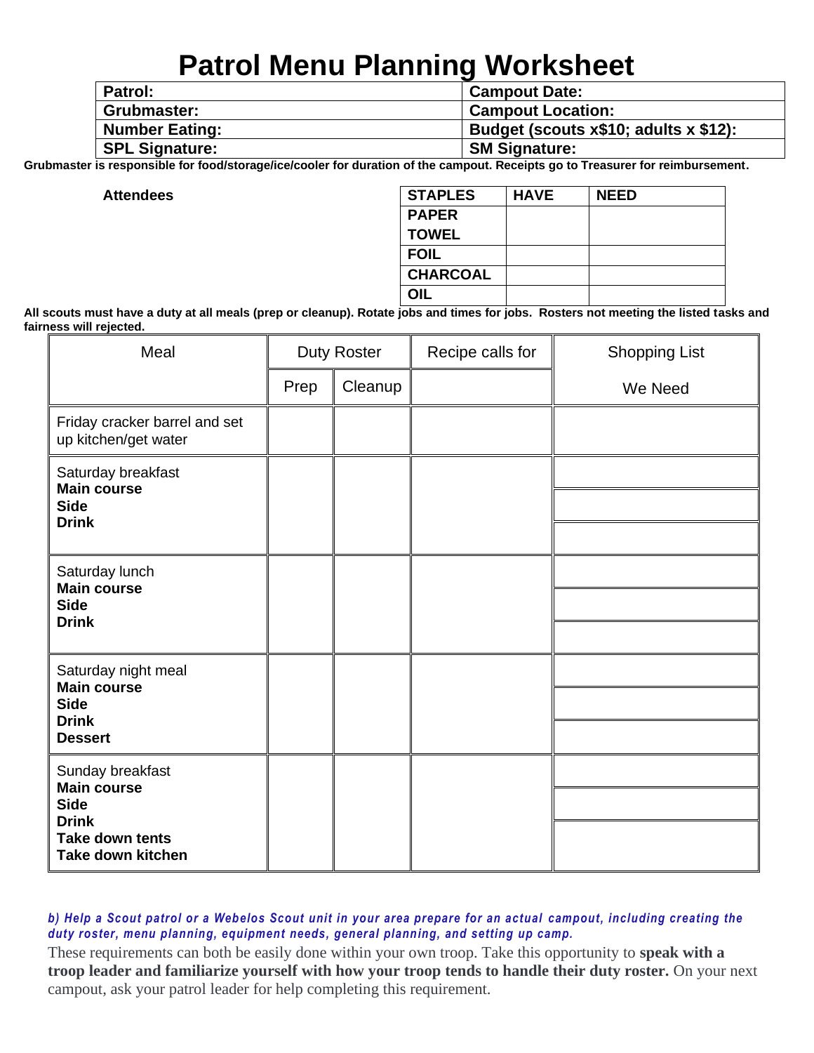# Patrol Menu Planning Worksheet

| Patrol: | Campout Date: |
|---|---|
| Grubmaster: | Campout Location: |
| Number Eating: | Budget (scouts x$10; adults x $12): |
| SPL Signature: | SM Signature: |

**Grubmaster is responsible for food/storage/ice/cooler for duration of the campout. Receipts go to Treasurer for reimbursement.**

**Attendees**

| STAPLES | HAVE | NEED |
|---|---|---|
| PAPER TOWEL | | |
| FOIL | | |
| CHARCOAL | | |
| OIL | | |

**All scouts must have a duty at all meals (prep or cleanup). Rotate jobs and times for jobs. Rosters not meeting the listed tasks and fairness will rejected.**

| Meal | Duty Roster | | Recipe calls for | Shopping List |
|---|---|---|---|---|
| | Prep | Cleanup | | We Need |
| Friday cracker barrel and set up kitchen/get water | | | | |
| Saturday breakfast<br>**Main course**<br>**Side**<br>**Drink** | | | | |
| Saturday lunch<br>**Main course**<br>**Side**<br>**Drink** | | | | |
| Saturday night meal<br>**Main course**<br>**Side**<br>**Drink**<br>**Dessert** | | | | |
| Sunday breakfast<br>**Main course**<br>**Side**<br>**Drink**<br>**Take down tents**<br>**Take down kitchen** | | | | |

***b) Help a Scout patrol or a Webelos Scout unit in your area prepare for an actual campout, including creating the duty roster, menu planning, equipment needs, general planning, and setting up camp.***

These requirements can both be easily done within your own troop. Take this opportunity to **speak with a troop leader and familiarize yourself with how your troop tends to handle their duty roster.** On your next campout, ask your patrol leader for help completing this requirement.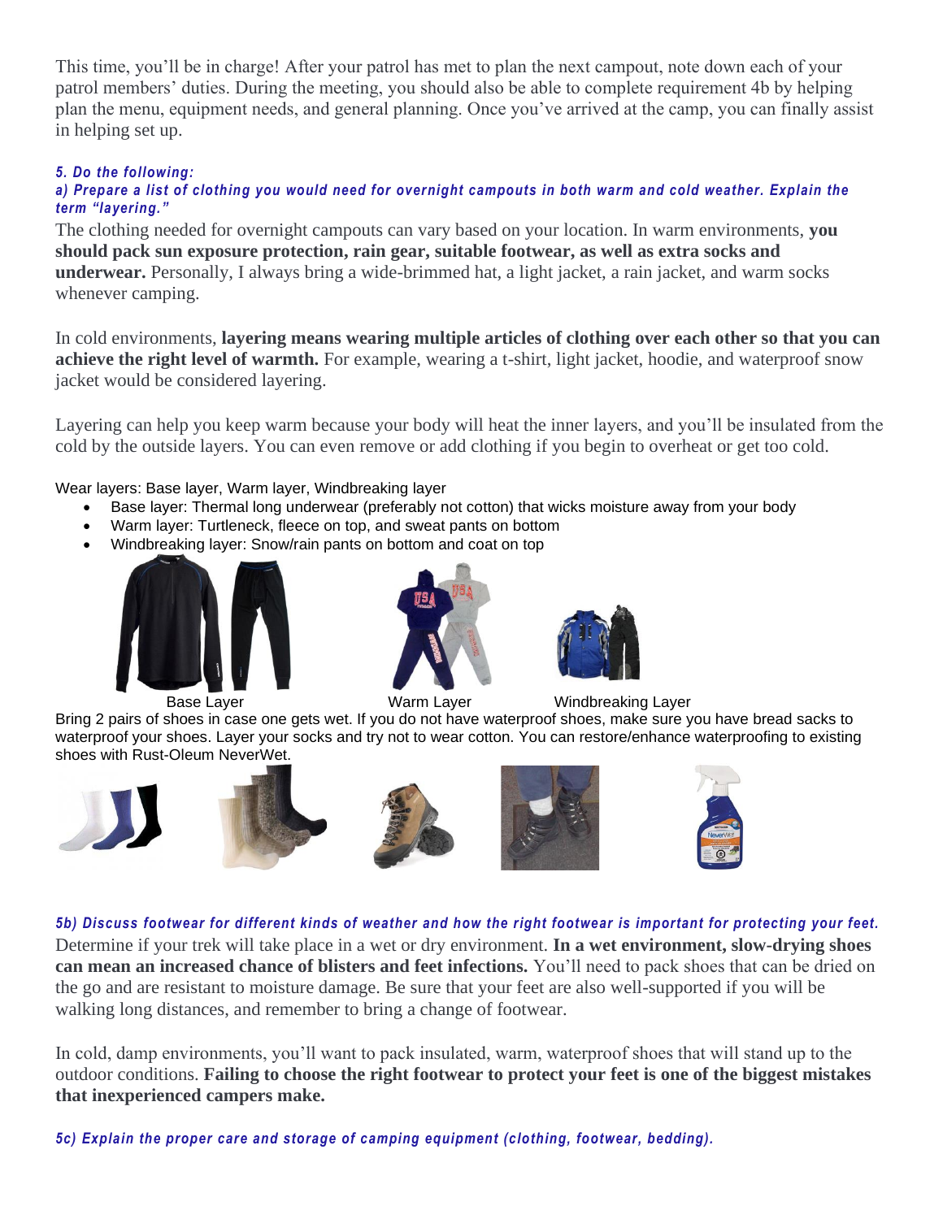This time, you'll be in charge! After your patrol has met to plan the next campout, note down each of your patrol members' duties. During the meeting, you should also be able to complete requirement 4b by helping plan the menu, equipment needs, and general planning. Once you've arrived at the camp, you can finally assist in helping set up.

***5. Do the following:***

***a) Prepare a list of clothing you would need for overnight campouts in both warm and cold weather. Explain the term "layering."***

The clothing needed for overnight campouts can vary based on your location. In warm environments, **you should pack sun exposure protection, rain gear, suitable footwear, as well as extra socks and underwear.** Personally, I always bring a wide-brimmed hat, a light jacket, a rain jacket, and warm socks whenever camping.

In cold environments, **layering means wearing multiple articles of clothing over each other so that you can achieve the right level of warmth.** For example, wearing a t-shirt, light jacket, hoodie, and waterproof snow jacket would be considered layering.

Layering can help you keep warm because your body will heat the inner layers, and you'll be insulated from the cold by the outside layers. You can even remove or add clothing if you begin to overheat or get too cold.

Wear layers: Base layer, Warm layer, Windbreaking layer

- Base layer: Thermal long underwear (preferably not cotton) that wicks moisture away from your body
- Warm layer: Turtleneck, fleece on top, and sweat pants on bottom
- Windbreaking layer: Snow/rain pants on bottom and coat on top

Base Layer Warm Layer Windbreaking Layer

Bring 2 pairs of shoes in case one gets wet. If you do not have waterproof shoes, make sure you have bread sacks to waterproof your shoes. Layer your socks and try not to wear cotton. You can restore/enhance waterproofing to existing shoes with Rust-Oleum NeverWet.

***5b) Discuss footwear for different kinds of weather and how the right footwear is important for protecting your feet.***

Determine if your trek will take place in a wet or dry environment. **In a wet environment, slow-drying shoes can mean an increased chance of blisters and feet infections.** You'll need to pack shoes that can be dried on the go and are resistant to moisture damage. Be sure that your feet are also well-supported if you will be walking long distances, and remember to bring a change of footwear.

In cold, damp environments, you'll want to pack insulated, warm, waterproof shoes that will stand up to the outdoor conditions. **Failing to choose the right footwear to protect your feet is one of the biggest mistakes that inexperienced campers make.**

***5c) Explain the proper care and storage of camping equipment (clothing, footwear, bedding).***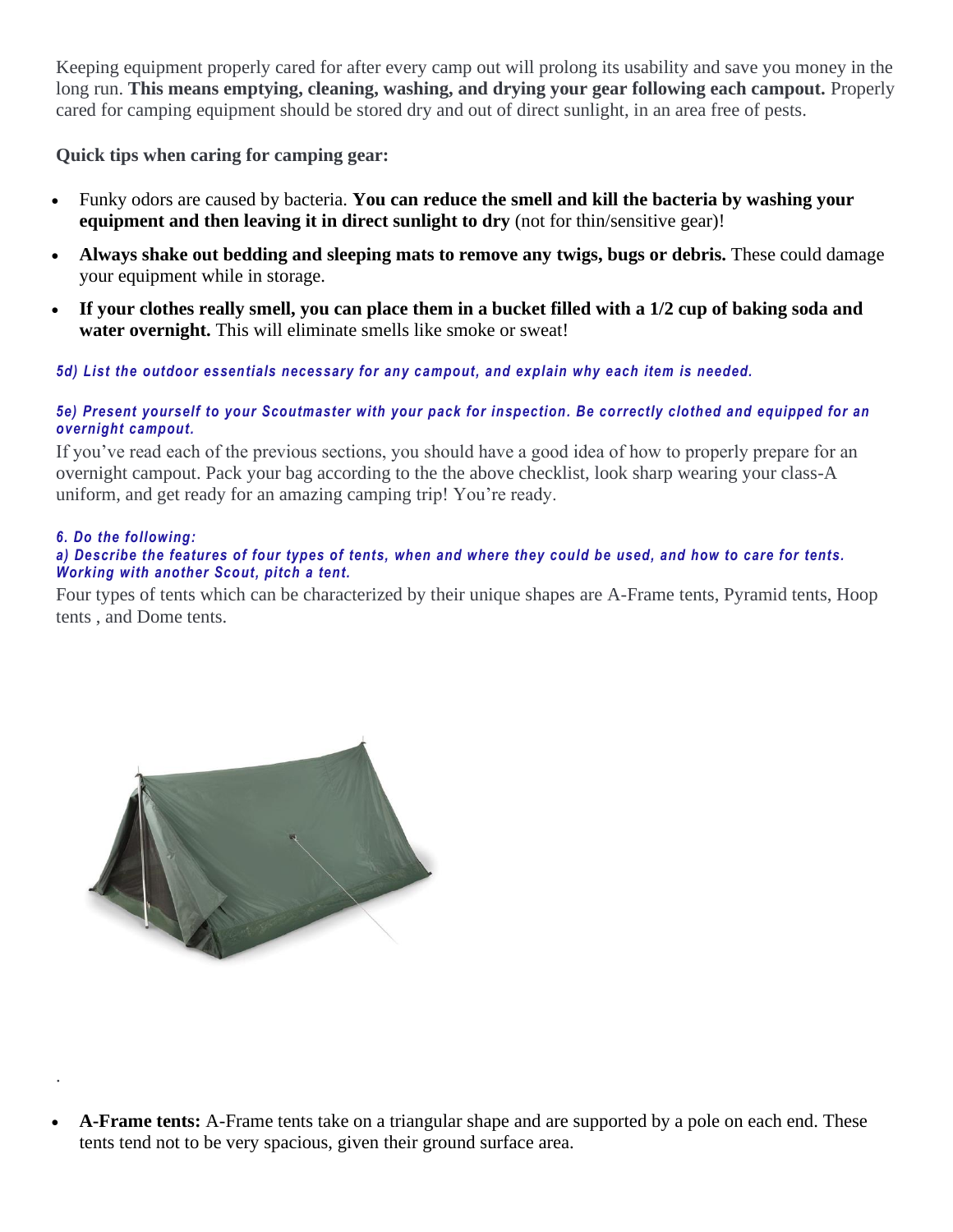Keeping equipment properly cared for after every camp out will prolong its usability and save you money in the long run. **This means emptying, cleaning, washing, and drying your gear following each campout.** Properly cared for camping equipment should be stored dry and out of direct sunlight, in an area free of pests.

**Quick tips when caring for camping gear:**

- Funky odors are caused by bacteria. **You can reduce the smell and kill the bacteria by washing your equipment and then leaving it in direct sunlight to dry** (not for thin/sensitive gear)!
- **Always shake out bedding and sleeping mats to remove any twigs, bugs or debris.** These could damage your equipment while in storage.
- **If your clothes really smell, you can place them in a bucket filled with a 1/2 cup of baking soda and water overnight.** This will eliminate smells like smoke or sweat!

***5d) List the outdoor essentials necessary for any campout, and explain why each item is needed.***

***5e) Present yourself to your Scoutmaster with your pack for inspection. Be correctly clothed and equipped for an overnight campout.***

If you've read each of the previous sections, you should have a good idea of how to properly prepare for an overnight campout. Pack your bag according to the the above checklist, look sharp wearing your class-A uniform, and get ready for an amazing camping trip! You're ready.

***6. Do the following:***

***a) Describe the features of four types of tents, when and where they could be used, and how to care for tents. Working with another Scout, pitch a tent.***

Four types of tents which can be characterized by their unique shapes are A-Frame tents, Pyramid tents, Hoop tents , and Dome tents.

.

- **A-Frame tents:** A-Frame tents take on a triangular shape and are supported by a pole on each end. These tents tend not to be very spacious, given their ground surface area.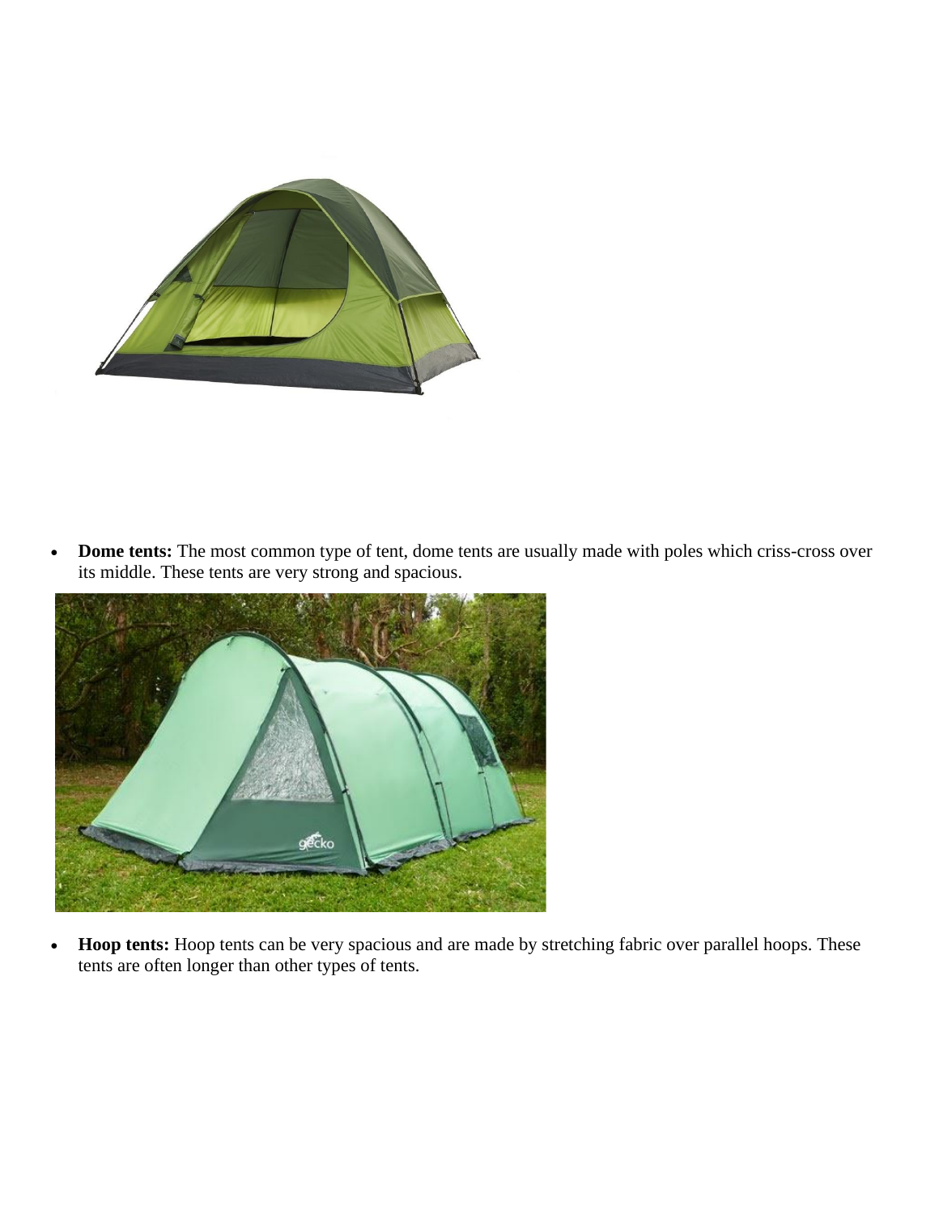- **Dome tents:** The most common type of tent, dome tents are usually made with poles which criss-cross over its middle. These tents are very strong and spacious.

- **Hoop tents:** Hoop tents can be very spacious and are made by stretching fabric over parallel hoops. These tents are often longer than other types of tents.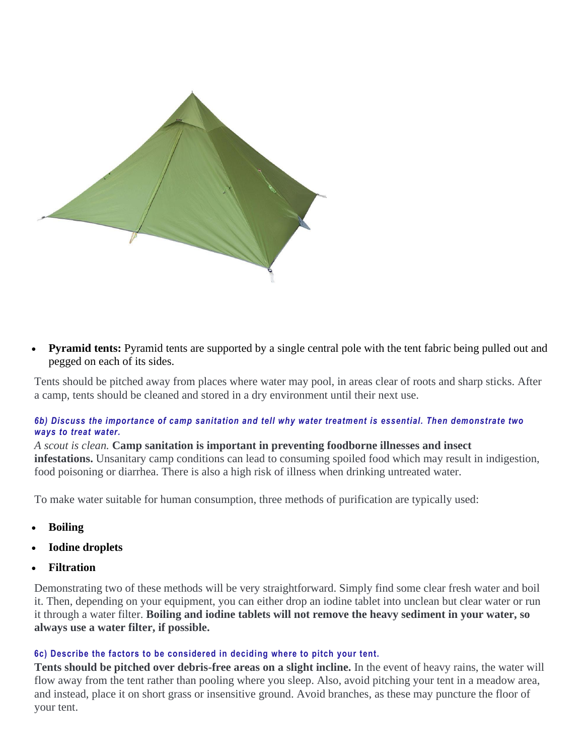- **Pyramid tents:** Pyramid tents are supported by a single central pole with the tent fabric being pulled out and pegged on each of its sides.

Tents should be pitched away from places where water may pool, in areas clear of roots and sharp sticks. After a camp, tents should be cleaned and stored in a dry environment until their next use.

#### *6b) Discuss the importance of camp sanitation and tell why water treatment is essential. Then demonstrate two ways to treat water.*

*A scout is clean.* **Camp sanitation is important in preventing foodborne illnesses and insect infestations.** Unsanitary camp conditions can lead to consuming spoiled food which may result in indigestion, food poisoning or diarrhea. There is also a high risk of illness when drinking untreated water.

To make water suitable for human consumption, three methods of purification are typically used:

- **Boiling**
- **Iodine droplets**
- **Filtration**

Demonstrating two of these methods will be very straightforward. Simply find some clear fresh water and boil it. Then, depending on your equipment, you can either drop an iodine tablet into unclean but clear water or run it through a water filter. **Boiling and iodine tablets will not remove the heavy sediment in your water, so always use a water filter, if possible.**

#### 6c) Describe the factors to be considered in deciding where to pitch your tent.

**Tents should be pitched over debris-free areas on a slight incline.** In the event of heavy rains, the water will flow away from the tent rather than pooling where you sleep. Also, avoid pitching your tent in a meadow area, and instead, place it on short grass or insensitive ground. Avoid branches, as these may puncture the floor of your tent.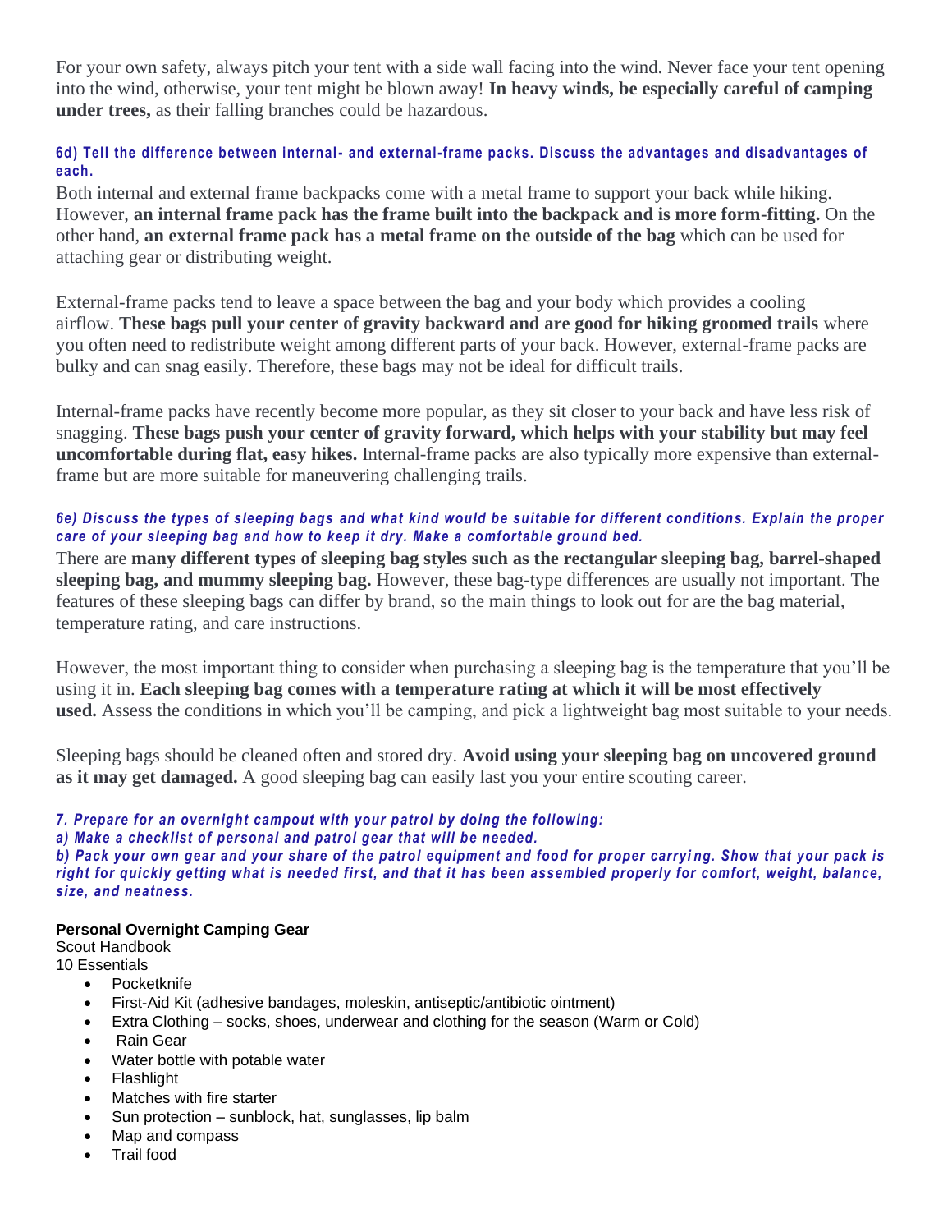For your own safety, always pitch your tent with a side wall facing into the wind. Never face your tent opening into the wind, otherwise, your tent might be blown away! **In heavy winds, be especially careful of camping under trees,** as their falling branches could be hazardous.

### 6d) Tell the difference between internal- and external-frame packs. Discuss the advantages and disadvantages of each.

Both internal and external frame backpacks come with a metal frame to support your back while hiking. However, **an internal frame pack has the frame built into the backpack and is more form-fitting.** On the other hand, **an external frame pack has a metal frame on the outside of the bag** which can be used for attaching gear or distributing weight.

External-frame packs tend to leave a space between the bag and your body which provides a cooling airflow. **These bags pull your center of gravity backward and are good for hiking groomed trails** where you often need to redistribute weight among different parts of your back. However, external-frame packs are bulky and can snag easily. Therefore, these bags may not be ideal for difficult trails.

Internal-frame packs have recently become more popular, as they sit closer to your back and have less risk of snagging. **These bags push your center of gravity forward, which helps with your stability but may feel uncomfortable during flat, easy hikes.** Internal-frame packs are also typically more expensive than external-frame but are more suitable for maneuvering challenging trails.

### *6e) Discuss the types of sleeping bags and what kind would be suitable for different conditions. Explain the proper care of your sleeping bag and how to keep it dry. Make a comfortable ground bed.*

There are **many different types of sleeping bag styles such as the rectangular sleeping bag, barrel-shaped sleeping bag, and mummy sleeping bag.** However, these bag-type differences are usually not important. The features of these sleeping bags can differ by brand, so the main things to look out for are the bag material, temperature rating, and care instructions.

However, the most important thing to consider when purchasing a sleeping bag is the temperature that you'll be using it in. **Each sleeping bag comes with a temperature rating at which it will be most effectively used.** Assess the conditions in which you'll be camping, and pick a lightweight bag most suitable to your needs.

Sleeping bags should be cleaned often and stored dry. **Avoid using your sleeping bag on uncovered ground as it may get damaged.** A good sleeping bag can easily last you your entire scouting career.

### *7. Prepare for an overnight campout with your patrol by doing the following:*
### *a) Make a checklist of personal and patrol gear that will be needed.*
### *b) Pack your own gear and your share of the patrol equipment and food for proper carrying. Show that your pack is right for quickly getting what is needed first, and that it has been assembled properly for comfort, weight, balance, size, and neatness.*

**Personal Overnight Camping Gear**

Scout Handbook

10 Essentials

- Pocketknife
- First-Aid Kit (adhesive bandages, moleskin, antiseptic/antibiotic ointment)
- Extra Clothing – socks, shoes, underwear and clothing for the season (Warm or Cold)
- Rain Gear
- Water bottle with potable water
- Flashlight
- Matches with fire starter
- Sun protection – sunblock, hat, sunglasses, lip balm
- Map and compass
- Trail food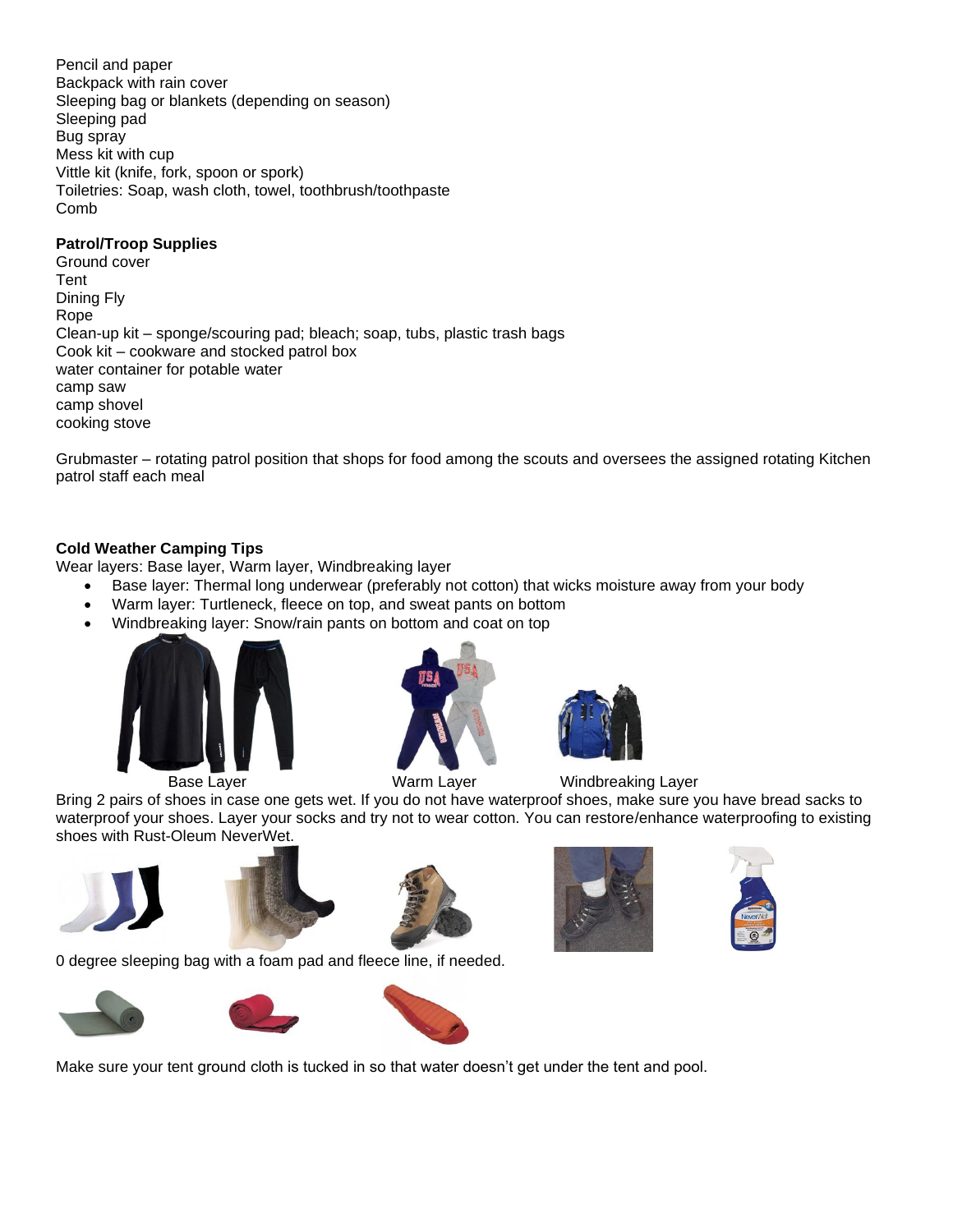Pencil and paper
Backpack with rain cover
Sleeping bag or blankets (depending on season)
Sleeping pad
Bug spray
Mess kit with cup
Vittle kit (knife, fork, spoon or spork)
Toiletries: Soap, wash cloth, towel, toothbrush/toothpaste
Comb

**Patrol/Troop Supplies**
Ground cover
Tent
Dining Fly
Rope
Clean-up kit – sponge/scouring pad; bleach; soap, tubs, plastic trash bags
Cook kit – cookware and stocked patrol box
water container for potable water
camp saw
camp shovel
cooking stove

Grubmaster – rotating patrol position that shops for food among the scouts and oversees the assigned rotating Kitchen patrol staff each meal

**Cold Weather Camping Tips**
Wear layers: Base layer, Warm layer, Windbreaking layer

- Base layer: Thermal long underwear (preferably not cotton) that wicks moisture away from your body
- Warm layer: Turtleneck, fleece on top, and sweat pants on bottom
- Windbreaking layer: Snow/rain pants on bottom and coat on top

Base Layer Warm Layer Windbreaking Layer

Bring 2 pairs of shoes in case one gets wet. If you do not have waterproof shoes, make sure you have bread sacks to waterproof your shoes. Layer your socks and try not to wear cotton. You can restore/enhance waterproofing to existing shoes with Rust-Oleum NeverWet.

0 degree sleeping bag with a foam pad and fleece line, if needed.

Make sure your tent ground cloth is tucked in so that water doesn't get under the tent and pool.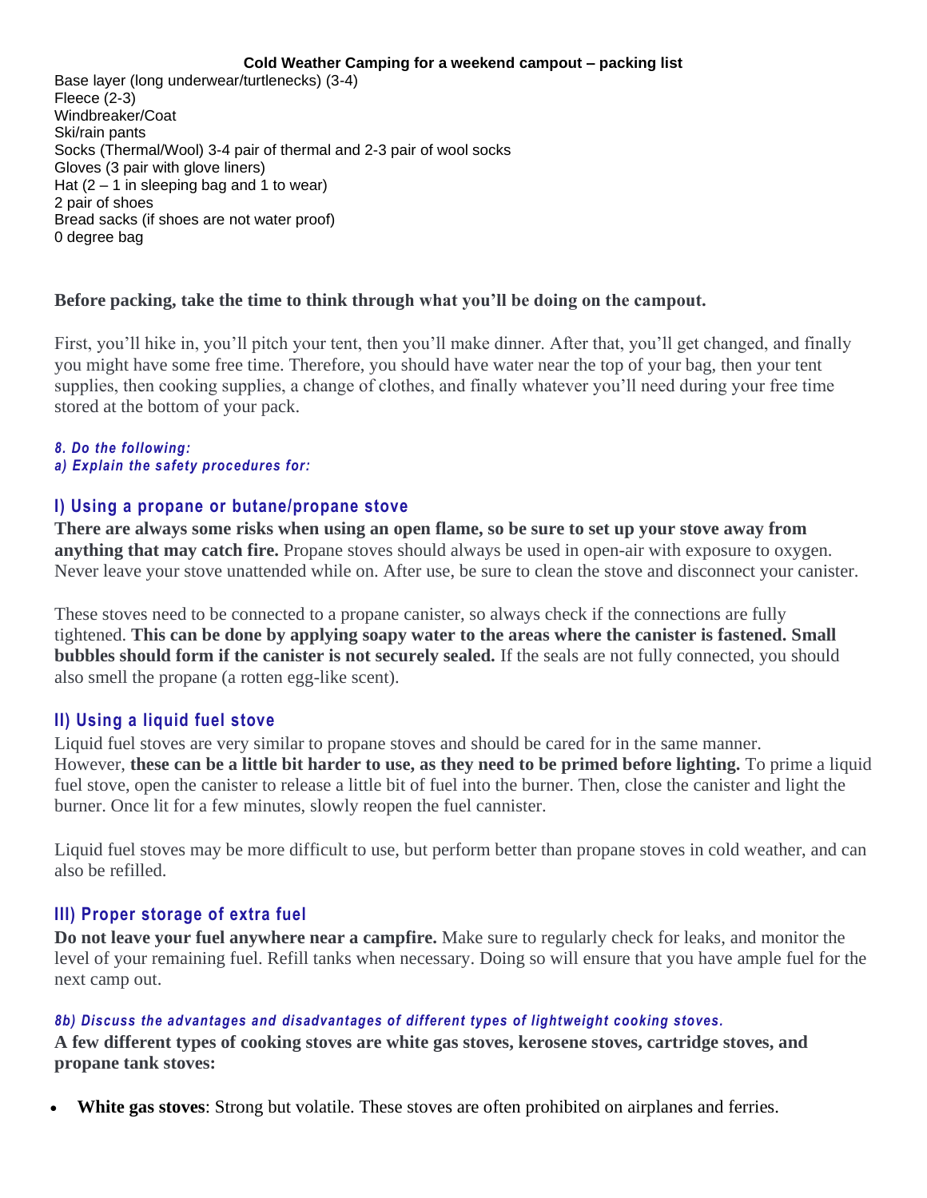**Cold Weather Camping for a weekend campout – packing list**

Base layer (long underwear/turtlenecks) (3-4)
Fleece (2-3)
Windbreaker/Coat
Ski/rain pants
Socks (Thermal/Wool) 3-4 pair of thermal and 2-3 pair of wool socks
Gloves (3 pair with glove liners)
Hat (2 – 1 in sleeping bag and 1 to wear)
2 pair of shoes
Bread sacks (if shoes are not water proof)
0 degree bag

**Before packing, take the time to think through what you'll be doing on the campout.**

First, you'll hike in, you'll pitch your tent, then you'll make dinner. After that, you'll get changed, and finally you might have some free time. Therefore, you should have water near the top of your bag, then your tent supplies, then cooking supplies, a change of clothes, and finally whatever you'll need during your free time stored at the bottom of your pack.

***8. Do the following:***
***a) Explain the safety procedures for:***

### I) Using a propane or butane/propane stove

**There are always some risks when using an open flame, so be sure to set up your stove away from anything that may catch fire.** Propane stoves should always be used in open-air with exposure to oxygen. Never leave your stove unattended while on. After use, be sure to clean the stove and disconnect your canister.

These stoves need to be connected to a propane canister, so always check if the connections are fully tightened. **This can be done by applying soapy water to the areas where the canister is fastened. Small bubbles should form if the canister is not securely sealed.** If the seals are not fully connected, you should also smell the propane (a rotten egg-like scent).

### II) Using a liquid fuel stove

Liquid fuel stoves are very similar to propane stoves and should be cared for in the same manner. However, **these can be a little bit harder to use, as they need to be primed before lighting.** To prime a liquid fuel stove, open the canister to release a little bit of fuel into the burner. Then, close the canister and light the burner. Once lit for a few minutes, slowly reopen the fuel cannister.

Liquid fuel stoves may be more difficult to use, but perform better than propane stoves in cold weather, and can also be refilled.

### III) Proper storage of extra fuel

**Do not leave your fuel anywhere near a campfire.** Make sure to regularly check for leaks, and monitor the level of your remaining fuel. Refill tanks when necessary. Doing so will ensure that you have ample fuel for the next camp out.

***8b) Discuss the advantages and disadvantages of different types of lightweight cooking stoves.***

**A few different types of cooking stoves are white gas stoves, kerosene stoves, cartridge stoves, and propane tank stoves:**

- **White gas stoves**: Strong but volatile. These stoves are often prohibited on airplanes and ferries.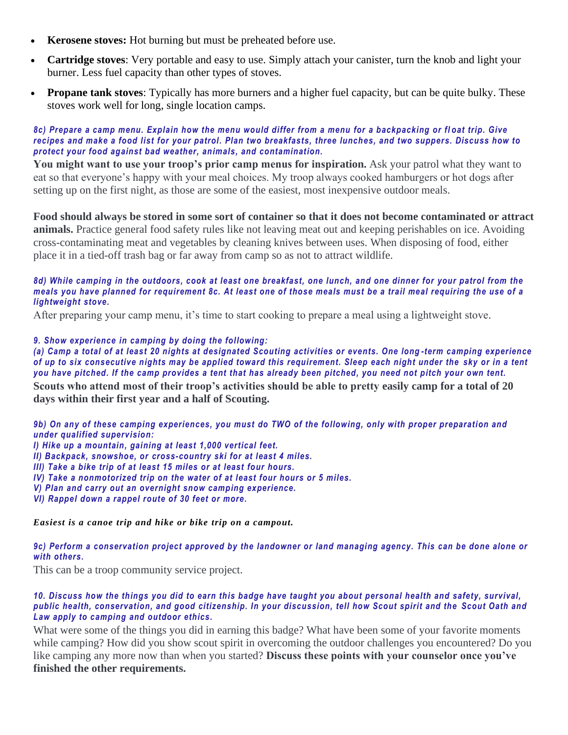- **Kerosene stoves:** Hot burning but must be preheated before use.
- **Cartridge stoves**: Very portable and easy to use. Simply attach your canister, turn the knob and light your burner. Less fuel capacity than other types of stoves.
- **Propane tank stoves**: Typically has more burners and a higher fuel capacity, but can be quite bulky. These stoves work well for long, single location camps.

***8c) Prepare a camp menu. Explain how the menu would differ from a menu for a backpacking or float trip. Give recipes and make a food list for your patrol. Plan two breakfasts, three lunches, and two suppers. Discuss how to protect your food against bad weather, animals, and contamination.***

**You might want to use your troop's prior camp menus for inspiration.** Ask your patrol what they want to eat so that everyone's happy with your meal choices. My troop always cooked hamburgers or hot dogs after setting up on the first night, as those are some of the easiest, most inexpensive outdoor meals.

**Food should always be stored in some sort of container so that it does not become contaminated or attract animals.** Practice general food safety rules like not leaving meat out and keeping perishables on ice. Avoiding cross-contaminating meat and vegetables by cleaning knives between uses. When disposing of food, either place it in a tied-off trash bag or far away from camp so as not to attract wildlife.

***8d) While camping in the outdoors, cook at least one breakfast, one lunch, and one dinner for your patrol from the meals you have planned for requirement 8c. At least one of those meals must be a trail meal requiring the use of a lightweight stove.***

After preparing your camp menu, it's time to start cooking to prepare a meal using a lightweight stove.

***9. Show experience in camping by doing the following:***
***(a) Camp a total of at least 20 nights at designated Scouting activities or events. One long-term camping experience of up to six consecutive nights may be applied toward this requirement. Sleep each night under the sky or in a tent you have pitched. If the camp provides a tent that has already been pitched, you need not pitch your own tent.***

**Scouts who attend most of their troop's activities should be able to pretty easily camp for a total of 20 days within their first year and a half of Scouting.**

***9b) On any of these camping experiences, you must do TWO of the following, only with proper preparation and under qualified supervision:***
***I) Hike up a mountain, gaining at least 1,000 vertical feet.***
***II) Backpack, snowshoe, or cross-country ski for at least 4 miles.***
***III) Take a bike trip of at least 15 miles or at least four hours.***
***IV) Take a nonmotorized trip on the water of at least four hours or 5 miles.***
***V) Plan and carry out an overnight snow camping experience.***
***VI) Rappel down a rappel route of 30 feet or more.***

***Easiest is a canoe trip and hike or bike trip on a campout.***

***9c) Perform a conservation project approved by the landowner or land managing agency. This can be done alone or with others.***

This can be a troop community service project.

***10. Discuss how the things you did to earn this badge have taught you about personal health and safety, survival, public health, conservation, and good citizenship. In your discussion, tell how Scout spirit and the Scout Oath and Law apply to camping and outdoor ethics.***

What were some of the things you did in earning this badge? What have been some of your favorite moments while camping? How did you show scout spirit in overcoming the outdoor challenges you encountered? Do you like camping any more now than when you started? **Discuss these points with your counselor once you've finished the other requirements.**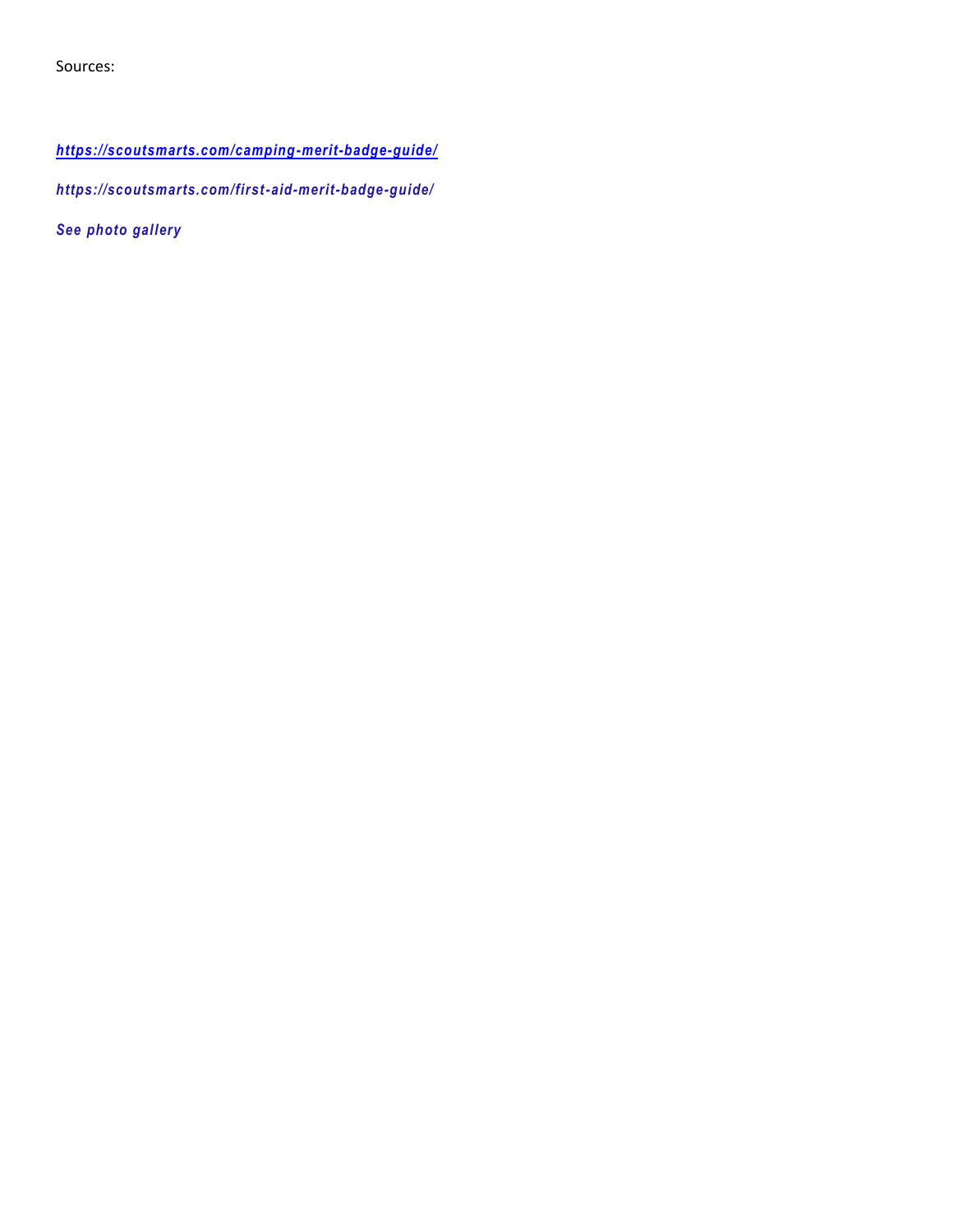Sources:

***https://scoutsmarts.com/camping-merit-badge-guide/***

***https://scoutsmarts.com/first-aid-merit-badge-guide/***

***See photo gallery***